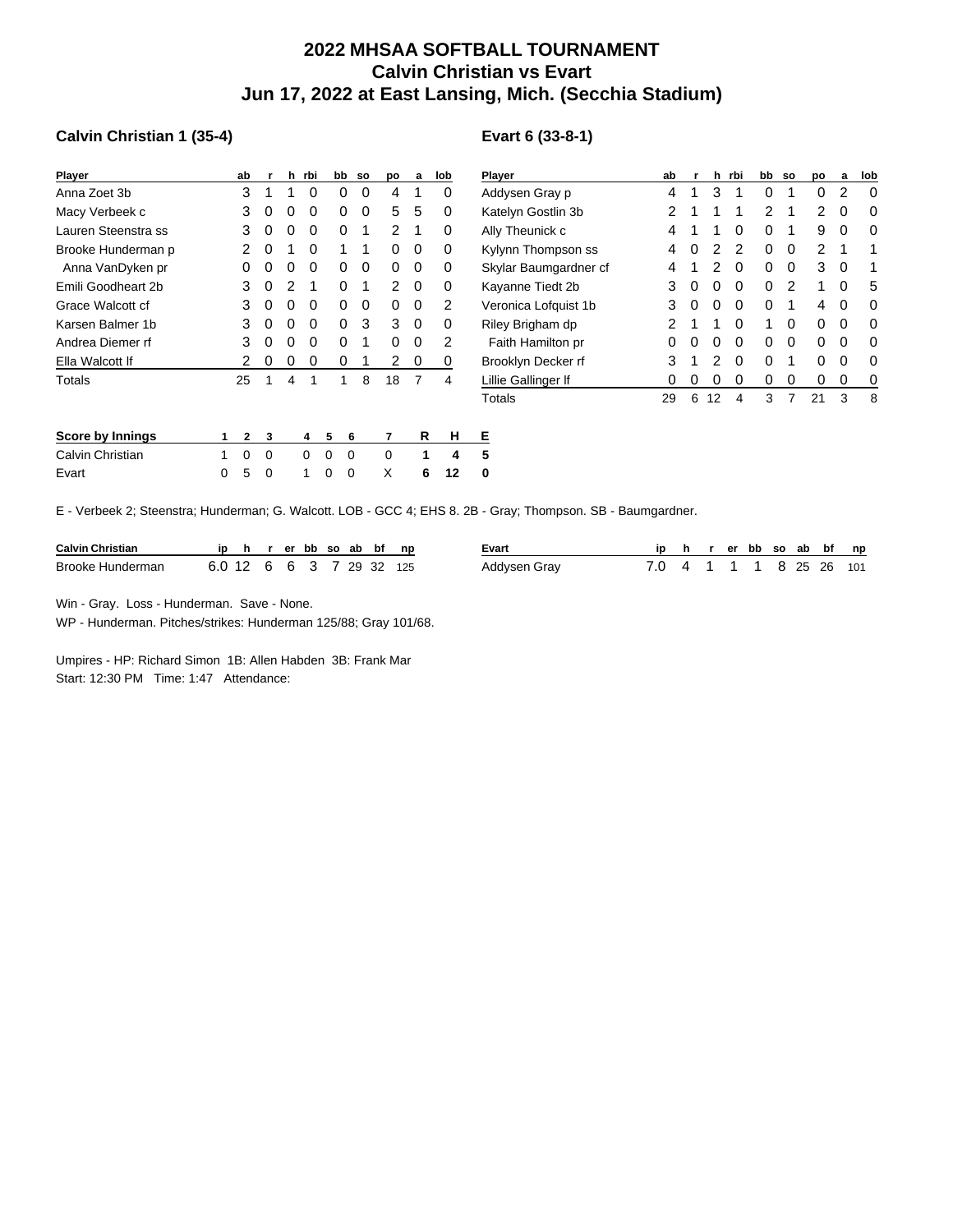# 2022 MHSAA SOFTBALL TOURNAMENT
# Calvin Christian vs Evart
# Jun 17, 2022 at East Lansing, Mich. (Secchia Stadium)

### Calvin Christian 1 (35-4)

| Player | ab | r | h | rbi | bb | so | po | a | lob |
|---|---|---|---|---|---|---|---|---|---|
| Anna Zoet 3b | 3 | 1 | 1 | 0 | 0 | 0 | 4 | 1 | 0 |
| Macy Verbeek c | 3 | 0 | 0 | 0 | 0 | 0 | 5 | 5 | 0 |
| Lauren Steenstra ss | 3 | 0 | 0 | 0 | 0 | 1 | 2 | 1 | 0 |
| Brooke Hunderman p | 2 | 0 | 1 | 0 | 1 | 1 | 0 | 0 | 0 |
| Anna VanDyken pr | 0 | 0 | 0 | 0 | 0 | 0 | 0 | 0 | 0 |
| Emili Goodheart 2b | 3 | 0 | 2 | 1 | 0 | 1 | 2 | 0 | 0 |
| Grace Walcott cf | 3 | 0 | 0 | 0 | 0 | 0 | 0 | 0 | 2 |
| Karsen Balmer 1b | 3 | 0 | 0 | 0 | 0 | 3 | 3 | 0 | 0 |
| Andrea Diemer rf | 3 | 0 | 0 | 0 | 0 | 1 | 0 | 0 | 2 |
| Ella Walcott lf | 2 | 0 | 0 | 0 | 0 | 1 | 2 | 0 | 0 |
| Totals | 25 | 1 | 4 | 1 | 1 | 8 | 18 | 7 | 4 |

### Evart 6 (33-8-1)

| Player | ab | r | h | rbi | bb | so | po | a | lob |
|---|---|---|---|---|---|---|---|---|---|
| Addysen Gray p | 4 | 1 | 3 | 1 | 0 | 1 | 0 | 2 | 0 |
| Katelyn Gostlin 3b | 2 | 1 | 1 | 1 | 2 | 1 | 2 | 0 | 0 |
| Ally Theunick c | 4 | 1 | 1 | 0 | 0 | 1 | 9 | 0 | 0 |
| Kylynn Thompson ss | 4 | 0 | 2 | 2 | 0 | 0 | 2 | 1 | 1 |
| Skylar Baumgardner cf | 4 | 1 | 2 | 0 | 0 | 0 | 3 | 0 | 1 |
| Kayanne Tiedt 2b | 3 | 0 | 0 | 0 | 0 | 2 | 1 | 0 | 5 |
| Veronica Lofquist 1b | 3 | 0 | 0 | 0 | 0 | 1 | 4 | 0 | 0 |
| Riley Brigham dp | 2 | 1 | 1 | 0 | 1 | 0 | 0 | 0 | 0 |
| Faith Hamilton pr | 0 | 0 | 0 | 0 | 0 | 0 | 0 | 0 | 0 |
| Brooklyn Decker rf | 3 | 1 | 2 | 0 | 0 | 1 | 0 | 0 | 0 |
| Lillie Gallinger lf | 0 | 0 | 0 | 0 | 0 | 0 | 0 | 0 | 0 |
| Totals | 29 | 6 | 12 | 4 | 3 | 7 | 21 | 3 | 8 |

| Score by Innings | 1 | 2 | 3 | 4 | 5 | 6 | 7 | R | H | E |
|---|---|---|---|---|---|---|---|---|---|---|
| Calvin Christian | 1 | 0 | 0 | 0 | 0 | 0 | 0 | 1 | 4 | 5 |
| Evart | 0 | 5 | 0 | 1 | 0 | 0 | X | 6 | 12 | 0 |

E - Verbeek 2; Steenstra; Hunderman; G. Walcott. LOB - GCC 4; EHS 8. 2B - Gray; Thompson. SB - Baumgardner.

| Calvin Christian | ip | h | r | er | bb | so | ab | bf | np |
|---|---|---|---|---|---|---|---|---|---|
| Brooke Hunderman | 6.0 | 12 | 6 | 6 | 3 | 7 | 29 | 32 | 125 |

| Evart | ip | h | r | er | bb | so | ab | bf | np |
|---|---|---|---|---|---|---|---|---|---|
| Addysen Gray | 7.0 | 4 | 1 | 1 | 1 | 8 | 25 | 26 | 101 |

Win - Gray. Loss - Hunderman. Save - None.

WP - Hunderman. Pitches/strikes: Hunderman 125/88; Gray 101/68.

Umpires - HP: Richard Simon 1B: Allen Habden 3B: Frank Mar

Start: 12:30 PM Time: 1:47 Attendance: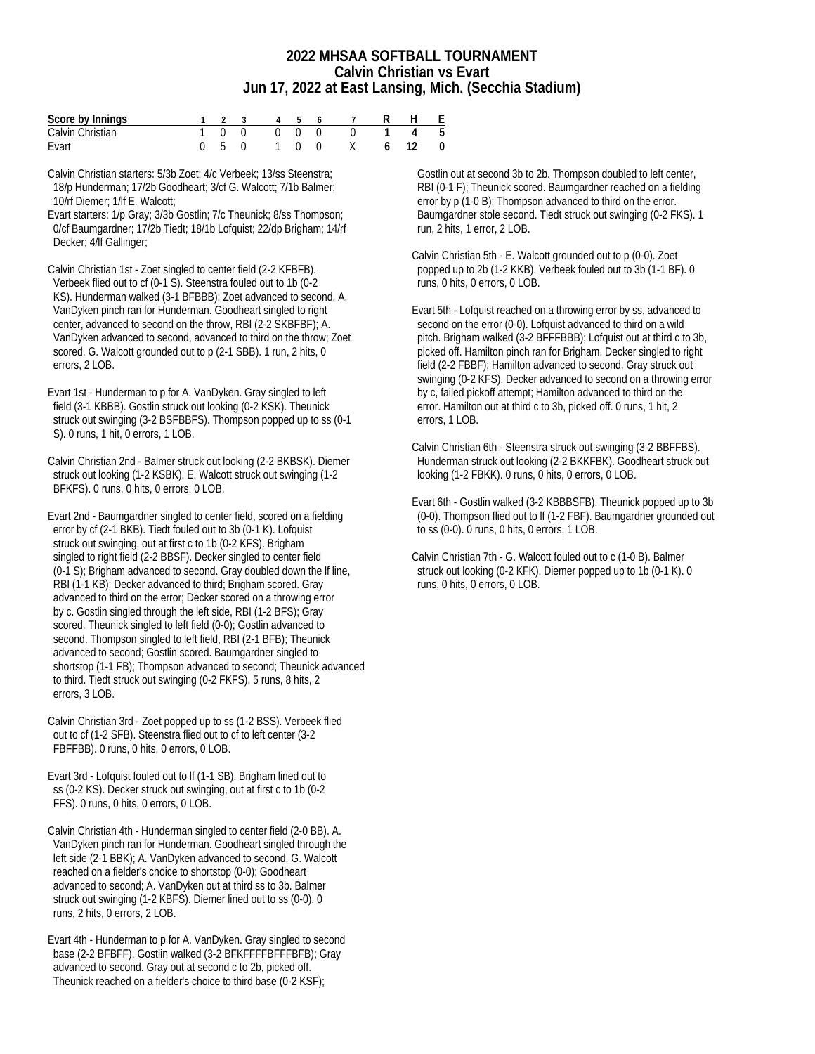# 2022 MHSAA SOFTBALL TOURNAMENT
## Calvin Christian vs Evart
## Jun 17, 2022 at East Lansing, Mich. (Secchia Stadium)

| Score by Innings | 1 | 2 | 3 | 4 | 5 | 6 | 7 | R | H | E |
|---|---|---|---|---|---|---|---|---|---|---|
| Calvin Christian | 1 | 0 | 0 | 0 | 0 | 0 | 0 | **1** | **4** | **5** |
| Evart | 0 | 5 | 0 | 1 | 0 | 0 | X | **6** | **12** | **0** |

Calvin Christian starters: 5/3b Zoet; 4/c Verbeek; 13/ss Steenstra; 18/p Hunderman; 17/2b Goodheart; 3/cf G. Walcott; 7/1b Balmer; 10/rf Diemer; 1/lf E. Walcott;

Evart starters: 1/p Gray; 3/3b Gostlin; 7/c Theunick; 8/ss Thompson; 0/cf Baumgardner; 17/2b Tiedt; 18/1b Lofquist; 22/dp Brigham; 14/rf Decker; 4/lf Gallinger;

Calvin Christian 1st - Zoet singled to center field (2-2 KFBFB). Verbeek flied out to cf (0-1 S). Steenstra fouled out to 1b (0-2 KS). Hunderman walked (3-1 BFBBB); Zoet advanced to second. A. VanDyken pinch ran for Hunderman. Goodheart singled to right center, advanced to second on the throw, RBI (2-2 SKBFBF); A. VanDyken advanced to second, advanced to third on the throw; Zoet scored. G. Walcott grounded out to p (2-1 SBB). 1 run, 2 hits, 0 errors, 2 LOB.

Evart 1st - Hunderman to p for A. VanDyken. Gray singled to left field (3-1 KBBB). Gostlin struck out looking (0-2 KSK). Theunick struck out swinging (3-2 BSFBBFS). Thompson popped up to ss (0-1 S). 0 runs, 1 hit, 0 errors, 1 LOB.

Calvin Christian 2nd - Balmer struck out looking (2-2 BKBSK). Diemer struck out looking (1-2 KSBK). E. Walcott struck out swinging (1-2 BFKFS). 0 runs, 0 hits, 0 errors, 0 LOB.

Evart 2nd - Baumgardner singled to center field, scored on a fielding error by cf (2-1 BKB). Tiedt fouled out to 3b (0-1 K). Lofquist struck out swinging, out at first c to 1b (0-2 KFS). Brigham singled to right field (2-2 BBSF). Decker singled to center field (0-1 S); Brigham advanced to second. Gray doubled down the lf line, RBI (1-1 KB); Decker advanced to third; Brigham scored. Gray advanced to third on the error; Decker scored on a throwing error by c. Gostlin singled through the left side, RBI (1-2 BFS); Gray scored. Theunick singled to left field (0-0); Gostlin advanced to second. Thompson singled to left field, RBI (2-1 BFB); Theunick advanced to second; Gostlin scored. Baumgardner singled to shortstop (1-1 FB); Thompson advanced to second; Theunick advanced to third. Tiedt struck out swinging (0-2 FKFS). 5 runs, 8 hits, 2 errors, 3 LOB.

Calvin Christian 3rd - Zoet popped up to ss (1-2 BSS). Verbeek flied out to cf (1-2 SFB). Steenstra flied out to cf to left center (3-2 FBFFBB). 0 runs, 0 hits, 0 errors, 0 LOB.

Evart 3rd - Lofquist fouled out to lf (1-1 SB). Brigham lined out to ss (0-2 KS). Decker struck out swinging, out at first c to 1b (0-2 FFS). 0 runs, 0 hits, 0 errors, 0 LOB.

Calvin Christian 4th - Hunderman singled to center field (2-0 BB). A. VanDyken pinch ran for Hunderman. Goodheart singled through the left side (2-1 BBK); A. VanDyken advanced to second. G. Walcott reached on a fielder's choice to shortstop (0-0); Goodheart advanced to second; A. VanDyken out at third ss to 3b. Balmer struck out swinging (1-2 KBFS). Diemer lined out to ss (0-0). 0 runs, 2 hits, 0 errors, 2 LOB.

Evart 4th - Hunderman to p for A. VanDyken. Gray singled to second base (2-2 BFBFF). Gostlin walked (3-2 BFKFFFFBFFFBFB); Gray advanced to second. Gray out at second c to 2b, picked off. Theunick reached on a fielder's choice to third base (0-2 KSF); Gostlin out at second 3b to 2b. Thompson doubled to left center, RBI (0-1 F); Theunick scored. Baumgardner reached on a fielding error by p (1-0 B); Thompson advanced to third on the error. Baumgardner stole second. Tiedt struck out swinging (0-2 FKS). 1 run, 2 hits, 1 error, 2 LOB.

Calvin Christian 5th - E. Walcott grounded out to p (0-0). Zoet popped up to 2b (1-2 KKB). Verbeek fouled out to 3b (1-1 BF). 0 runs, 0 hits, 0 errors, 0 LOB.

Evart 5th - Lofquist reached on a throwing error by ss, advanced to second on the error (0-0). Lofquist advanced to third on a wild pitch. Brigham walked (3-2 BFFFBBB); Lofquist out at third c to 3b, picked off. Hamilton pinch ran for Brigham. Decker singled to right field (2-2 FBBF); Hamilton advanced to second. Gray struck out swinging (0-2 KFS). Decker advanced to second on a throwing error by c, failed pickoff attempt; Hamilton advanced to third on the error. Hamilton out at third c to 3b, picked off. 0 runs, 1 hit, 2 errors, 1 LOB.

Calvin Christian 6th - Steenstra struck out swinging (3-2 BBFFBS). Hunderman struck out looking (2-2 BKKFBK). Goodheart struck out looking (1-2 FBKK). 0 runs, 0 hits, 0 errors, 0 LOB.

Evart 6th - Gostlin walked (3-2 KBBBSFB). Theunick popped up to 3b (0-0). Thompson flied out to lf (1-2 FBF). Baumgardner grounded out to ss (0-0). 0 runs, 0 hits, 0 errors, 1 LOB.

Calvin Christian 7th - G. Walcott fouled out to c (1-0 B). Balmer struck out looking (0-2 KFK). Diemer popped up to 1b (0-1 K). 0 runs, 0 hits, 0 errors, 0 LOB.